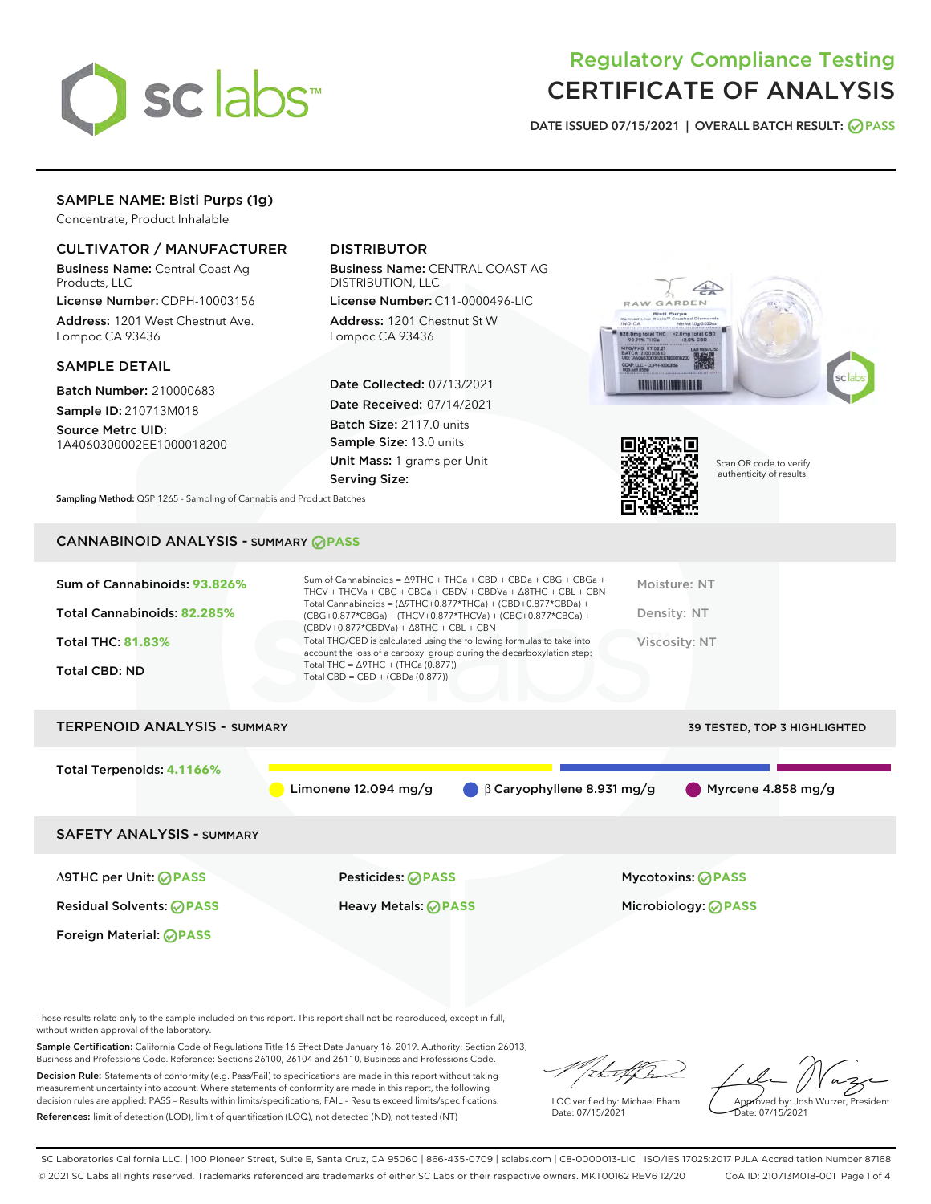# Regulatory Compliance Testing
# CERTIFICATE OF ANALYSIS

DATE ISSUED 07/15/2021 | OVERALL BATCH RESULT: PASS

## SAMPLE NAME: Bisti Purps (1g)

Concentrate, Product Inhalable

### CULTIVATOR / MANUFACTURER

**Business Name:** Central Coast Ag Products, LLC

**License Number:** CDPH-10003156

**Address:** 1201 West Chestnut Ave. Lompoc CA 93436

### DISTRIBUTOR

**Business Name:** CENTRAL COAST AG DISTRIBUTION, LLC

**License Number:** C11-0000496-LIC

**Address:** 1201 Chestnut St W Lompoc CA 93436

### SAMPLE DETAIL

**Batch Number:** 210000683

**Sample ID:** 210713M018

**Source Metrc UID:** 1A4060300002EE1000018200

**Date Collected:** 07/13/2021

**Date Received:** 07/14/2021

**Batch Size:** 2117.0 units

**Sample Size:** 13.0 units

**Unit Mass:** 1 grams per Unit

**Serving Size:**

Scan QR code to verify authenticity of results.

**Sampling Method:** QSP 1265 - Sampling of Cannabis and Product Batches

## CANNABINOID ANALYSIS - SUMMARY PASS

**Sum of Cannabinoids: 93.826%**

**Total Cannabinoids: 82.285%**

**Total THC: 81.83%**

**Total CBD: ND**

Sum of Cannabinoids = Δ9THC + THCa + CBD + CBDa + CBG + CBGa + THCV + THCVa + CBC + CBCa + CBDV + CBDVa + Δ8THC + CBL + CBN

Total Cannabinoids = (Δ9THC+0.877*THCa) + (CBD+0.877*CBDa) + (CBG+0.877*CBGa) + (THCV+0.877*THCVa) + (CBC+0.877*CBCa) + (CBDV+0.877*CBDVa) + Δ8THC + CBL + CBN

Total THC/CBD is calculated using the following formulas to take into account the loss of a carboxyl group during the decarboxylation step:
Total THC = Δ9THC + (THCa (0.877))
Total CBD = CBD + (CBDa (0.877))

Moisture: NT

Density: NT

Viscosity: NT

## TERPENOID ANALYSIS - SUMMARY

39 TESTED, TOP 3 HIGHLIGHTED

**Total Terpenoids: 4.1166%**

Limonene 12.094 mg/g | β Caryophyllene 8.931 mg/g | Myrcene 4.858 mg/g

## SAFETY ANALYSIS - SUMMARY

| | | |
|---|---|---|
| Δ9THC per Unit: PASS | Pesticides: PASS | Mycotoxins: PASS |
| Residual Solvents: PASS | Heavy Metals: PASS | Microbiology: PASS |
| Foreign Material: PASS | | |

These results relate only to the sample included on this report. This report shall not be reproduced, except in full, without written approval of the laboratory.

**Sample Certification:** California Code of Regulations Title 16 Effect Date January 16, 2019. Authority: Section 26013, Business and Professions Code. Reference: Sections 26100, 26104 and 26110, Business and Professions Code.

**Decision Rule:** Statements of conformity (e.g. Pass/Fail) to specifications are made in this report without taking measurement uncertainty into account. Where statements of conformity are made in this report, the following decision rules are applied: PASS – Results within limits/specifications, FAIL – Results exceed limits/specifications.

**References:** limit of detection (LOD), limit of quantification (LOQ), not detected (ND), not tested (NT)

LQC verified by: Michael Pham
Date: 07/15/2021

Approved by: Josh Wurzer, President
Date: 07/15/2021

SC Laboratories California LLC. | 100 Pioneer Street, Suite E, Santa Cruz, CA 95060 | 866-435-0709 | sclabs.com | C8-0000013-LIC | ISO/IES 17025:2017 PJLA Accreditation Number 87168
© 2021 SC Labs all rights reserved. Trademarks referenced are trademarks of either SC Labs or their respective owners. MKT00162 REV6 12/20 CoA ID: 210713M018-001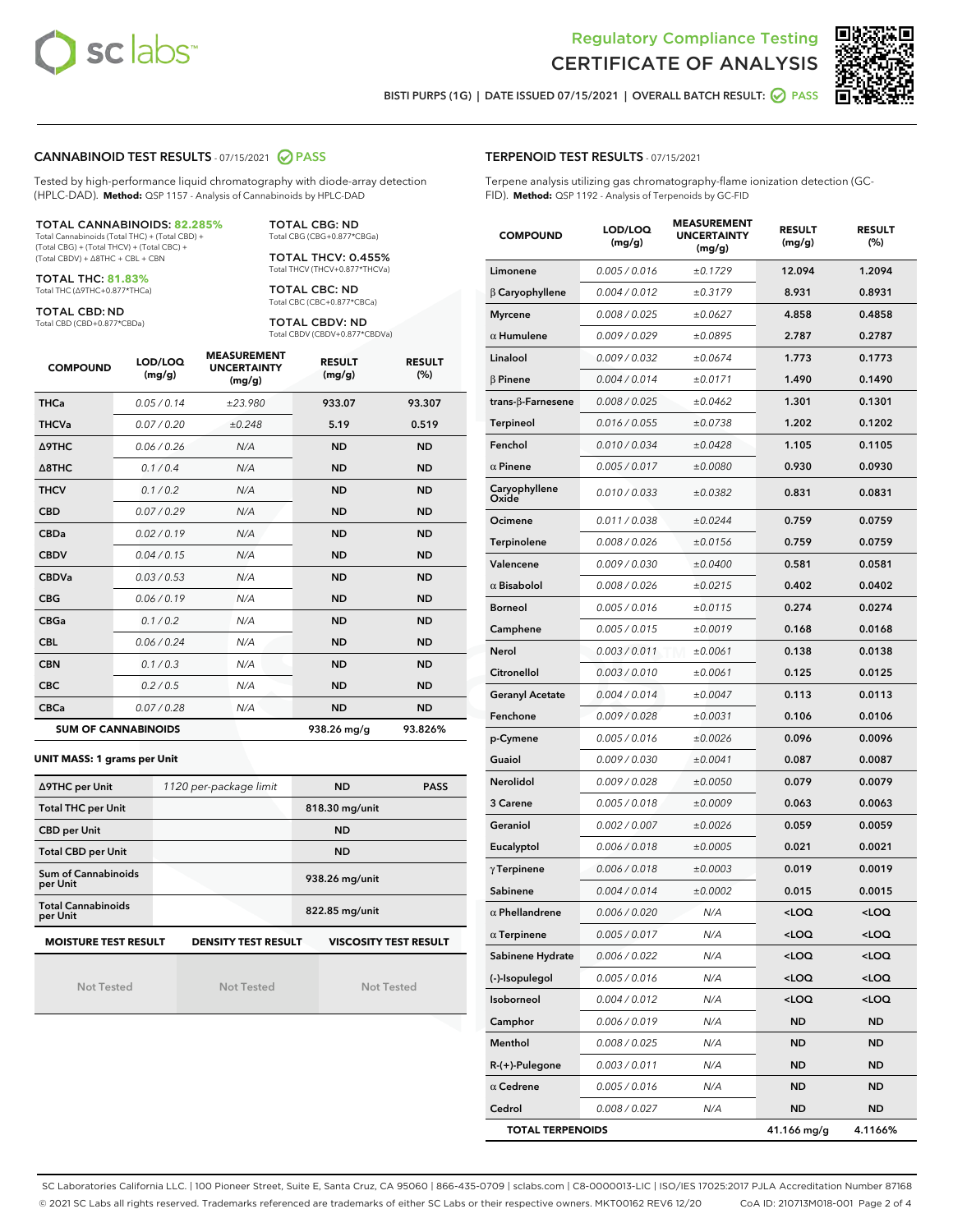Regulatory Compliance Testing

# CERTIFICATE OF ANALYSIS

BISTI PURPS (1G) | DATE ISSUED 07/15/2021 | OVERALL BATCH RESULT: PASS

## CANNABINOID TEST RESULTS - 07/15/2021 PASS

Tested by high-performance liquid chromatography with diode-array detection (HPLC-DAD). **Method:** QSP 1157 - Analysis of Cannabinoids by HPLC-DAD

**TOTAL CANNABINOIDS: 82.285%**
Total Cannabinoids (Total THC) + (Total CBD) + (Total CBG) + (Total THCV) + (Total CBC) + (Total CBDV) + Δ8THC + CBL + CBN

**TOTAL THC: 81.83%**
Total THC (Δ9THC+0.877*THCa)

**TOTAL CBD: ND**
Total CBD (CBD+0.877*CBDa)

**TOTAL CBG: ND**
Total CBG (CBG+0.877*CBGa)

**TOTAL THCV: 0.455%**
Total THCV (THCV+0.877*THCVa)

**TOTAL CBC: ND**
Total CBC (CBC+0.877*CBCa)

**TOTAL CBDV: ND**
Total CBDV (CBDV+0.877*CBDVa)

| COMPOUND | LOD/LOQ (mg/g) | MEASUREMENT UNCERTAINTY (mg/g) | RESULT (mg/g) | RESULT (%) |
|---|---|---|---|---|
| THCa | 0.05 / 0.14 | ±23.980 | 933.07 | 93.307 |
| THCVa | 0.07 / 0.20 | ±0.248 | 5.19 | 0.519 |
| Δ9THC | 0.06 / 0.26 | N/A | ND | ND |
| Δ8THC | 0.1 / 0.4 | N/A | ND | ND |
| THCV | 0.1 / 0.2 | N/A | ND | ND |
| CBD | 0.07 / 0.29 | N/A | ND | ND |
| CBDa | 0.02 / 0.19 | N/A | ND | ND |
| CBDV | 0.04 / 0.15 | N/A | ND | ND |
| CBDVa | 0.03 / 0.53 | N/A | ND | ND |
| CBG | 0.06 / 0.19 | N/A | ND | ND |
| CBGa | 0.1 / 0.2 | N/A | ND | ND |
| CBL | 0.06 / 0.24 | N/A | ND | ND |
| CBN | 0.1 / 0.3 | N/A | ND | ND |
| CBC | 0.2 / 0.5 | N/A | ND | ND |
| CBCa | 0.07 / 0.28 | N/A | ND | ND |
| **SUM OF CANNABINOIDS** | | | 938.26 mg/g | 93.826% |

**UNIT MASS: 1 grams per Unit**

| | | | |
|---|---|---|---|
| Δ9THC per Unit | 1120 per-package limit | ND | PASS |
| Total THC per Unit | | 818.30 mg/unit | |
| CBD per Unit | | ND | |
| Total CBD per Unit | | ND | |
| Sum of Cannabinoids per Unit | | 938.26 mg/unit | |
| Total Cannabinoids per Unit | | 822.85 mg/unit | |

| MOISTURE TEST RESULT | DENSITY TEST RESULT | VISCOSITY TEST RESULT |
|---|---|---|
| Not Tested | Not Tested | Not Tested |

## TERPENOID TEST RESULTS - 07/15/2021

Terpene analysis utilizing gas chromatography-flame ionization detection (GC-FID). **Method:** QSP 1192 - Analysis of Terpenoids by GC-FID

| COMPOUND | LOD/LOQ (mg/g) | MEASUREMENT UNCERTAINTY (mg/g) | RESULT (mg/g) | RESULT (%) |
|---|---|---|---|---|
| Limonene | 0.005 / 0.016 | ±0.1729 | 12.094 | 1.2094 |
| β Caryophyllene | 0.004 / 0.012 | ±0.3179 | 8.931 | 0.8931 |
| Myrcene | 0.008 / 0.025 | ±0.0627 | 4.858 | 0.4858 |
| α Humulene | 0.009 / 0.029 | ±0.0895 | 2.787 | 0.2787 |
| Linalool | 0.009 / 0.032 | ±0.0674 | 1.773 | 0.1773 |
| β Pinene | 0.004 / 0.014 | ±0.0171 | 1.490 | 0.1490 |
| trans-β-Farnesene | 0.008 / 0.025 | ±0.0462 | 1.301 | 0.1301 |
| Terpineol | 0.016 / 0.055 | ±0.0738 | 1.202 | 0.1202 |
| Fenchol | 0.010 / 0.034 | ±0.0428 | 1.105 | 0.1105 |
| α Pinene | 0.005 / 0.017 | ±0.0080 | 0.930 | 0.0930 |
| Caryophyllene Oxide | 0.010 / 0.033 | ±0.0382 | 0.831 | 0.0831 |
| Ocimene | 0.011 / 0.038 | ±0.0244 | 0.759 | 0.0759 |
| Terpinolene | 0.008 / 0.026 | ±0.0156 | 0.759 | 0.0759 |
| Valencene | 0.009 / 0.030 | ±0.0400 | 0.581 | 0.0581 |
| α Bisabolol | 0.008 / 0.026 | ±0.0215 | 0.402 | 0.0402 |
| Borneol | 0.005 / 0.016 | ±0.0115 | 0.274 | 0.0274 |
| Camphene | 0.005 / 0.015 | ±0.0019 | 0.168 | 0.0168 |
| Nerol | 0.003 / 0.011 | ±0.0061 | 0.138 | 0.0138 |
| Citronellol | 0.003 / 0.010 | ±0.0061 | 0.125 | 0.0125 |
| Geranyl Acetate | 0.004 / 0.014 | ±0.0047 | 0.113 | 0.0113 |
| Fenchone | 0.009 / 0.028 | ±0.0031 | 0.106 | 0.0106 |
| p-Cymene | 0.005 / 0.016 | ±0.0026 | 0.096 | 0.0096 |
| Guaiol | 0.009 / 0.030 | ±0.0041 | 0.087 | 0.0087 |
| Nerolidol | 0.009 / 0.028 | ±0.0050 | 0.079 | 0.0079 |
| 3 Carene | 0.005 / 0.018 | ±0.0009 | 0.063 | 0.0063 |
| Geraniol | 0.002 / 0.007 | ±0.0026 | 0.059 | 0.0059 |
| Eucalyptol | 0.006 / 0.018 | ±0.0005 | 0.021 | 0.0021 |
| γ Terpinene | 0.006 / 0.018 | ±0.0003 | 0.019 | 0.0019 |
| Sabinene | 0.004 / 0.014 | ±0.0002 | 0.015 | 0.0015 |
| α Phellandrene | 0.006 / 0.020 | N/A | <LOQ | <LOQ |
| α Terpinene | 0.005 / 0.017 | N/A | <LOQ | <LOQ |
| Sabinene Hydrate | 0.006 / 0.022 | N/A | <LOQ | <LOQ |
| (-)-Isopulegol | 0.005 / 0.016 | N/A | <LOQ | <LOQ |
| Isoborneol | 0.004 / 0.012 | N/A | <LOQ | <LOQ |
| Camphor | 0.006 / 0.019 | N/A | ND | ND |
| Menthol | 0.008 / 0.025 | N/A | ND | ND |
| R-(+)-Pulegone | 0.003 / 0.011 | N/A | ND | ND |
| α Cedrene | 0.005 / 0.016 | N/A | ND | ND |
| Cedrol | 0.008 / 0.027 | N/A | ND | ND |
| **TOTAL TERPENOIDS** | | | 41.166 mg/g | 4.1166% |

SC Laboratories California LLC. | 100 Pioneer Street, Suite E, Santa Cruz, CA 95060 | 866-435-0709 | sclabs.com | C8-0000013-LIC | ISO/IES 17025:2017 PJLA Accreditation Number 87168
© 2021 SC Labs all rights reserved. Trademarks referenced are trademarks of either SC Labs or their respective owners. MKT00162 REV6 12/20 CoA ID: 210713M018-001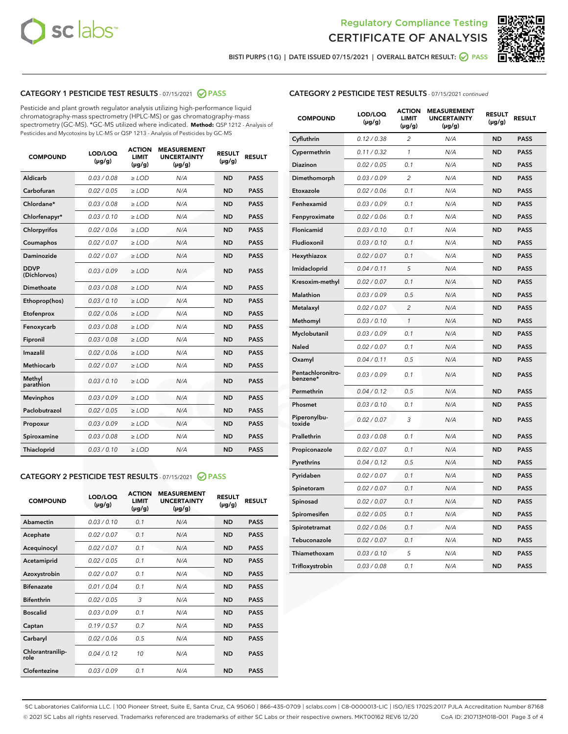Regulatory Compliance Testing
# CERTIFICATE OF ANALYSIS

BISTI PURPS (1G) | DATE ISSUED 07/15/2021 | OVERALL BATCH RESULT: PASS

## CATEGORY 1 PESTICIDE TEST RESULTS - 07/15/2021 PASS

Pesticide and plant growth regulator analysis utilizing high-performance liquid chromatography-mass spectrometry (HPLC-MS) or gas chromatography-mass spectrometry (GC-MS). *GC-MS utilized where indicated. **Method:** QSP 1212 - Analysis of Pesticides and Mycotoxins by LC-MS or QSP 1213 - Analysis of Pesticides by GC-MS

| COMPOUND | LOD/LOQ (µg/g) | ACTION LIMIT (µg/g) | MEASUREMENT UNCERTAINTY (µg/g) | RESULT (µg/g) | RESULT |
|---|---|---|---|---|---|
| Aldicarb | 0.03 / 0.08 | ≥ LOD | N/A | ND | PASS |
| Carbofuran | 0.02 / 0.05 | ≥ LOD | N/A | ND | PASS |
| Chlordane* | 0.03 / 0.08 | ≥ LOD | N/A | ND | PASS |
| Chlorfenapyr* | 0.03 / 0.10 | ≥ LOD | N/A | ND | PASS |
| Chlorpyrifos | 0.02 / 0.06 | ≥ LOD | N/A | ND | PASS |
| Coumaphos | 0.02 / 0.07 | ≥ LOD | N/A | ND | PASS |
| Daminozide | 0.02 / 0.07 | ≥ LOD | N/A | ND | PASS |
| DDVP (Dichlorvos) | 0.03 / 0.09 | ≥ LOD | N/A | ND | PASS |
| Dimethoate | 0.03 / 0.08 | ≥ LOD | N/A | ND | PASS |
| Ethoprop(hos) | 0.03 / 0.10 | ≥ LOD | N/A | ND | PASS |
| Etofenprox | 0.02 / 0.06 | ≥ LOD | N/A | ND | PASS |
| Fenoxycarb | 0.03 / 0.08 | ≥ LOD | N/A | ND | PASS |
| Fipronil | 0.03 / 0.08 | ≥ LOD | N/A | ND | PASS |
| Imazalil | 0.02 / 0.06 | ≥ LOD | N/A | ND | PASS |
| Methiocarb | 0.02 / 0.07 | ≥ LOD | N/A | ND | PASS |
| Methyl parathion | 0.03 / 0.10 | ≥ LOD | N/A | ND | PASS |
| Mevinphos | 0.03 / 0.09 | ≥ LOD | N/A | ND | PASS |
| Paclobutrazol | 0.02 / 0.05 | ≥ LOD | N/A | ND | PASS |
| Propoxur | 0.03 / 0.09 | ≥ LOD | N/A | ND | PASS |
| Spiroxamine | 0.03 / 0.08 | ≥ LOD | N/A | ND | PASS |
| Thiacloprid | 0.03 / 0.10 | ≥ LOD | N/A | ND | PASS |

## CATEGORY 2 PESTICIDE TEST RESULTS - 07/15/2021 PASS

| COMPOUND | LOD/LOQ (µg/g) | ACTION LIMIT (µg/g) | MEASUREMENT UNCERTAINTY (µg/g) | RESULT (µg/g) | RESULT |
|---|---|---|---|---|---|
| Abamectin | 0.03 / 0.10 | 0.1 | N/A | ND | PASS |
| Acephate | 0.02 / 0.07 | 0.1 | N/A | ND | PASS |
| Acequinocyl | 0.02 / 0.07 | 0.1 | N/A | ND | PASS |
| Acetamiprid | 0.02 / 0.05 | 0.1 | N/A | ND | PASS |
| Azoxystrobin | 0.02 / 0.07 | 0.1 | N/A | ND | PASS |
| Bifenazate | 0.01 / 0.04 | 0.1 | N/A | ND | PASS |
| Bifenthrin | 0.02 / 0.05 | 3 | N/A | ND | PASS |
| Boscalid | 0.03 / 0.09 | 0.1 | N/A | ND | PASS |
| Captan | 0.19 / 0.57 | 0.7 | N/A | ND | PASS |
| Carbaryl | 0.02 / 0.06 | 0.5 | N/A | ND | PASS |
| Chlorantraniliprole | 0.04 / 0.12 | 10 | N/A | ND | PASS |
| Clofentezine | 0.03 / 0.09 | 0.1 | N/A | ND | PASS |
| Cyfluthrin | 0.12 / 0.38 | 2 | N/A | ND | PASS |
| Cypermethrin | 0.11 / 0.32 | 1 | N/A | ND | PASS |
| Diazinon | 0.02 / 0.05 | 0.1 | N/A | ND | PASS |
| Dimethomorph | 0.03 / 0.09 | 2 | N/A | ND | PASS |
| Etoxazole | 0.02 / 0.06 | 0.1 | N/A | ND | PASS |
| Fenhexamid | 0.03 / 0.09 | 0.1 | N/A | ND | PASS |
| Fenpyroximate | 0.02 / 0.06 | 0.1 | N/A | ND | PASS |
| Flonicamid | 0.03 / 0.10 | 0.1 | N/A | ND | PASS |
| Fludioxonil | 0.03 / 0.10 | 0.1 | N/A | ND | PASS |
| Hexythiazox | 0.02 / 0.07 | 0.1 | N/A | ND | PASS |
| Imidacloprid | 0.04 / 0.11 | 5 | N/A | ND | PASS |
| Kresoxim-methyl | 0.02 / 0.07 | 0.1 | N/A | ND | PASS |
| Malathion | 0.03 / 0.09 | 0.5 | N/A | ND | PASS |
| Metalaxyl | 0.02 / 0.07 | 2 | N/A | ND | PASS |
| Methomyl | 0.03 / 0.10 | 1 | N/A | ND | PASS |
| Myclobutanil | 0.03 / 0.09 | 0.1 | N/A | ND | PASS |
| Naled | 0.02 / 0.07 | 0.1 | N/A | ND | PASS |
| Oxamyl | 0.04 / 0.11 | 0.5 | N/A | ND | PASS |
| Pentachloronitrobenzene* | 0.03 / 0.09 | 0.1 | N/A | ND | PASS |
| Permethrin | 0.04 / 0.12 | 0.5 | N/A | ND | PASS |
| Phosmet | 0.03 / 0.10 | 0.1 | N/A | ND | PASS |
| Piperonylbutoxide | 0.02 / 0.07 | 3 | N/A | ND | PASS |
| Prallethrin | 0.03 / 0.08 | 0.1 | N/A | ND | PASS |
| Propiconazole | 0.02 / 0.07 | 0.1 | N/A | ND | PASS |
| Pyrethrins | 0.04 / 0.12 | 0.5 | N/A | ND | PASS |
| Pyridaben | 0.02 / 0.07 | 0.1 | N/A | ND | PASS |
| Spinetoram | 0.02 / 0.07 | 0.1 | N/A | ND | PASS |
| Spinosad | 0.02 / 0.07 | 0.1 | N/A | ND | PASS |
| Spiromesifen | 0.02 / 0.05 | 0.1 | N/A | ND | PASS |
| Spirotetramat | 0.02 / 0.06 | 0.1 | N/A | ND | PASS |
| Tebuconazole | 0.02 / 0.07 | 0.1 | N/A | ND | PASS |
| Thiamethoxam | 0.03 / 0.10 | 5 | N/A | ND | PASS |
| Trifloxystrobin | 0.03 / 0.08 | 0.1 | N/A | ND | PASS |

SC Laboratories California LLC. | 100 Pioneer Street, Suite E, Santa Cruz, CA 95060 | 866-435-0709 | sclabs.com | C8-0000013-LIC | ISO/IES 17025:2017 PJLA Accreditation Number 87168
© 2021 SC Labs all rights reserved. Trademarks referenced are trademarks of either SC Labs or their respective owners. MKT00162 REV6 12/20 CoA ID: 210713M018-001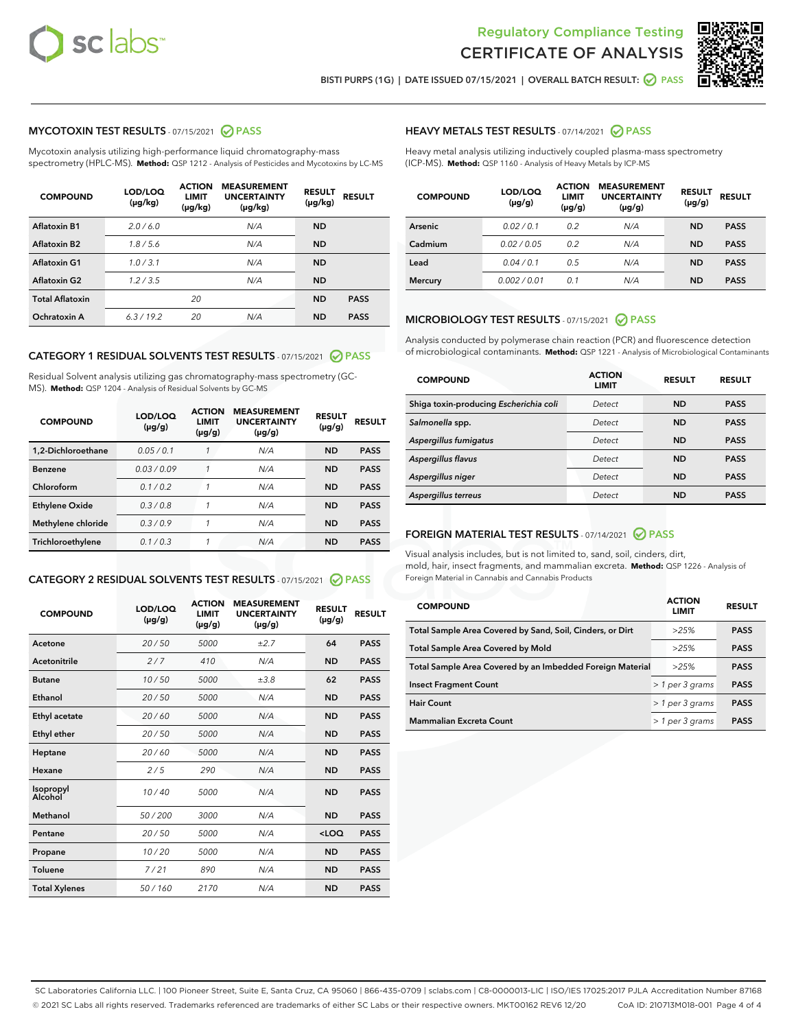Regulatory Compliance Testing

# CERTIFICATE OF ANALYSIS

BISTI PURPS (1G) | DATE ISSUED 07/15/2021 | OVERALL BATCH RESULT: PASS

## MYCOTOXIN TEST RESULTS - 07/15/2021 PASS

Mycotoxin analysis utilizing high-performance liquid chromatography-mass spectrometry (HPLC-MS). **Method:** QSP 1212 - Analysis of Pesticides and Mycotoxins by LC-MS

| COMPOUND | LOD/LOQ (µg/kg) | ACTION LIMIT (µg/kg) | MEASUREMENT UNCERTAINTY (µg/kg) | RESULT (µg/kg) | RESULT |
|---|---|---|---|---|---|
| Aflatoxin B1 | 2.0 / 6.0 | | N/A | ND | |
| Aflatoxin B2 | 1.8 / 5.6 | | N/A | ND | |
| Aflatoxin G1 | 1.0 / 3.1 | | N/A | ND | |
| Aflatoxin G2 | 1.2 / 3.5 | | N/A | ND | |
| Total Aflatoxin | | 20 | | ND | PASS |
| Ochratoxin A | 6.3 / 19.2 | 20 | N/A | ND | PASS |

## CATEGORY 1 RESIDUAL SOLVENTS TEST RESULTS - 07/15/2021 PASS

Residual Solvent analysis utilizing gas chromatography-mass spectrometry (GC-MS). **Method:** QSP 1204 - Analysis of Residual Solvents by GC-MS

| COMPOUND | LOD/LOQ (µg/g) | ACTION LIMIT (µg/g) | MEASUREMENT UNCERTAINTY (µg/g) | RESULT (µg/g) | RESULT |
|---|---|---|---|---|---|
| 1,2-Dichloroethane | 0.05 / 0.1 | 1 | N/A | ND | PASS |
| Benzene | 0.03 / 0.09 | 1 | N/A | ND | PASS |
| Chloroform | 0.1 / 0.2 | 1 | N/A | ND | PASS |
| Ethylene Oxide | 0.3 / 0.8 | 1 | N/A | ND | PASS |
| Methylene chloride | 0.3 / 0.9 | 1 | N/A | ND | PASS |
| Trichloroethylene | 0.1 / 0.3 | 1 | N/A | ND | PASS |

## CATEGORY 2 RESIDUAL SOLVENTS TEST RESULTS - 07/15/2021 PASS

| COMPOUND | LOD/LOQ (µg/g) | ACTION LIMIT (µg/g) | MEASUREMENT UNCERTAINTY (µg/g) | RESULT (µg/g) | RESULT |
|---|---|---|---|---|---|
| Acetone | 20 / 50 | 5000 | ±2.7 | 64 | PASS |
| Acetonitrile | 2 / 7 | 410 | N/A | ND | PASS |
| Butane | 10 / 50 | 5000 | ±3.8 | 62 | PASS |
| Ethanol | 20 / 50 | 5000 | N/A | ND | PASS |
| Ethyl acetate | 20 / 60 | 5000 | N/A | ND | PASS |
| Ethyl ether | 20 / 50 | 5000 | N/A | ND | PASS |
| Heptane | 20 / 60 | 5000 | N/A | ND | PASS |
| Hexane | 2 / 5 | 290 | N/A | ND | PASS |
| Isopropyl Alcohol | 10 / 40 | 5000 | N/A | ND | PASS |
| Methanol | 50 / 200 | 3000 | N/A | ND | PASS |
| Pentane | 20 / 50 | 5000 | N/A | <LOQ | PASS |
| Propane | 10 / 20 | 5000 | N/A | ND | PASS |
| Toluene | 7 / 21 | 890 | N/A | ND | PASS |
| Total Xylenes | 50 / 160 | 2170 | N/A | ND | PASS |

## HEAVY METALS TEST RESULTS - 07/14/2021 PASS

Heavy metal analysis utilizing inductively coupled plasma-mass spectrometry (ICP-MS). **Method:** QSP 1160 - Analysis of Heavy Metals by ICP-MS

| COMPOUND | LOD/LOQ (µg/g) | ACTION LIMIT (µg/g) | MEASUREMENT UNCERTAINTY (µg/g) | RESULT (µg/g) | RESULT |
|---|---|---|---|---|---|
| Arsenic | 0.02 / 0.1 | 0.2 | N/A | ND | PASS |
| Cadmium | 0.02 / 0.05 | 0.2 | N/A | ND | PASS |
| Lead | 0.04 / 0.1 | 0.5 | N/A | ND | PASS |
| Mercury | 0.002 / 0.01 | 0.1 | N/A | ND | PASS |

## MICROBIOLOGY TEST RESULTS - 07/15/2021 PASS

Analysis conducted by polymerase chain reaction (PCR) and fluorescence detection of microbiological contaminants. **Method:** QSP 1221 - Analysis of Microbiological Contaminants

| COMPOUND | ACTION LIMIT | RESULT | RESULT |
|---|---|---|---|
| Shiga toxin-producing *Escherichia coli* | Detect | ND | PASS |
| *Salmonella* spp. | Detect | ND | PASS |
| *Aspergillus fumigatus* | Detect | ND | PASS |
| *Aspergillus flavus* | Detect | ND | PASS |
| *Aspergillus niger* | Detect | ND | PASS |
| *Aspergillus terreus* | Detect | ND | PASS |

## FOREIGN MATERIAL TEST RESULTS - 07/14/2021 PASS

Visual analysis includes, but is not limited to, sand, soil, cinders, dirt, mold, hair, insect fragments, and mammalian excreta. **Method:** QSP 1226 - Analysis of Foreign Material in Cannabis and Cannabis Products

| COMPOUND | ACTION LIMIT | RESULT |
|---|---|---|
| Total Sample Area Covered by Sand, Soil, Cinders, or Dirt | >25% | PASS |
| Total Sample Area Covered by Mold | >25% | PASS |
| Total Sample Area Covered by an Imbedded Foreign Material | >25% | PASS |
| Insect Fragment Count | > 1 per 3 grams | PASS |
| Hair Count | > 1 per 3 grams | PASS |
| Mammalian Excreta Count | > 1 per 3 grams | PASS |

SC Laboratories California LLC. | 100 Pioneer Street, Suite E, Santa Cruz, CA 95060 | 866-435-0709 | sclabs.com | C8-0000013-LIC | ISO/IES 17025:2017 PJLA Accreditation Number 87168
© 2021 SC Labs all rights reserved. Trademarks referenced are trademarks of either SC Labs or their respective owners. MKT00162 REV6 12/20 CoA ID: 210713M018-001